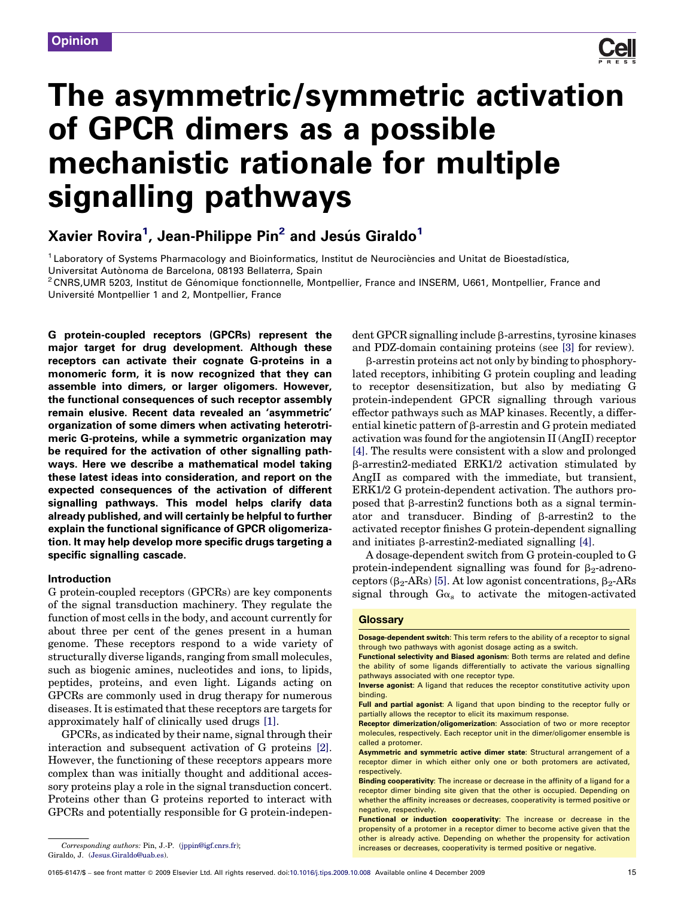Opinion

# The asymmetric/symmetric activation of GPCR dimers as a possible mechanistic rationale for multiple signalling pathways

Xavier Rovira[1], Jean-Philippe Pin[2] and Jesús Giraldo[1]

[1] Laboratory of Systems Pharmacology and Bioinformatics, Institut de Neurociències and Unitat de Bioestadística, Universitat Autònoma de Barcelona, 08193 Bellaterra, Spain

[2] CNRS,UMR 5203, Institut de Génomique fonctionnelle, Montpellier, France and INSERM, U661, Montpellier, France and Université Montpellier 1 and 2, Montpellier, France

**G protein-coupled receptors (GPCRs) represent the major target for drug development. Although these receptors can activate their cognate G-proteins in a monomeric form, it is now recognized that they can assemble into dimers, or larger oligomers. However, the functional consequences of such receptor assembly remain elusive. Recent data revealed an 'asymmetric' organization of some dimers when activating heterotrimeric G-proteins, while a symmetric organization may be required for the activation of other signalling pathways. Here we describe a mathematical model taking these latest ideas into consideration, and report on the expected consequences of the activation of different signalling pathways. This model helps clarify data already published, and will certainly be helpful to further explain the functional significance of GPCR oligomerization. It may help develop more specific drugs targeting a specific signalling cascade.**

## Introduction

G protein-coupled receptors (GPCRs) are key components of the signal transduction machinery. They regulate the function of most cells in the body, and account currently for about three per cent of the genes present in a human genome. These receptors respond to a wide variety of structurally diverse ligands, ranging from small molecules, such as biogenic amines, nucleotides and ions, to lipids, peptides, proteins, and even light. Ligands acting on GPCRs are commonly used in drug therapy for numerous diseases. It is estimated that these receptors are targets for approximately half of clinically used drugs [1].

GPCRs, as indicated by their name, signal through their interaction and subsequent activation of G proteins [2]. However, the functioning of these receptors appears more complex than was initially thought and additional accessory proteins play a role in the signal transduction concert. Proteins other than G proteins reported to interact with GPCRs and potentially responsible for G protein-independent GPCR signalling include β-arrestins, tyrosine kinases and PDZ-domain containing proteins (see [3] for review).

β-arrestin proteins act not only by binding to phosphorylated receptors, inhibiting G protein coupling and leading to receptor desensitization, but also by mediating G protein-independent GPCR signalling through various effector pathways such as MAP kinases. Recently, a differential kinetic pattern of β-arrestin and G protein mediated activation was found for the angiotensin II (AngII) receptor [4]. The results were consistent with a slow and prolonged β-arrestin2-mediated ERK1/2 activation stimulated by AngII as compared with the immediate, but transient, ERK1/2 G protein-dependent activation. The authors proposed that β-arrestin2 functions both as a signal terminator and transducer. Binding of β-arrestin2 to the activated receptor finishes G protein-dependent signalling and initiates β-arrestin2-mediated signalling [4].

A dosage-dependent switch from G protein-coupled to G protein-independent signalling was found for $\beta_2$-adrenoceptors ($\beta_2$-ARs) [5]. At low agonist concentrations, $\beta_2$-ARs signal through $G\alpha_s$ to activate the mitogen-activated

## Glossary

**Dosage-dependent switch**: This term refers to the ability of a receptor to signal through two pathways with agonist dosage acting as a switch.

**Functional selectivity and Biased agonism**: Both terms are related and define the ability of some ligands differentially to activate the various signalling pathways associated with one receptor type.

**Inverse agonist**: A ligand that reduces the receptor constitutive activity upon binding.

**Full and partial agonist**: A ligand that upon binding to the receptor fully or partially allows the receptor to elicit its maximum response.

**Receptor dimerization/oligomerization**: Association of two or more receptor molecules, respectively. Each receptor unit in the dimer/oligomer ensemble is called a protomer.

**Asymmetric and symmetric active dimer state**: Structural arrangement of a receptor dimer in which either only one or both protomers are activated, respectively.

**Binding cooperativity**: The increase or decrease in the affinity of a ligand for a receptor dimer binding site given that the other is occupied. Depending on whether the affinity increases or decreases, cooperativity is termed positive or negative, respectively.

**Functional or induction cooperativity**: The increase or decrease in the propensity of a protomer in a receptor dimer to become active given that the other is already active. Depending on whether the propensity for activation increases or decreases, cooperativity is termed positive or negative.

*Corresponding authors:* Pin, J.-P. (jppin@igf.cnrs.fr); Giraldo, J. (Jesus.Giraldo@uab.es).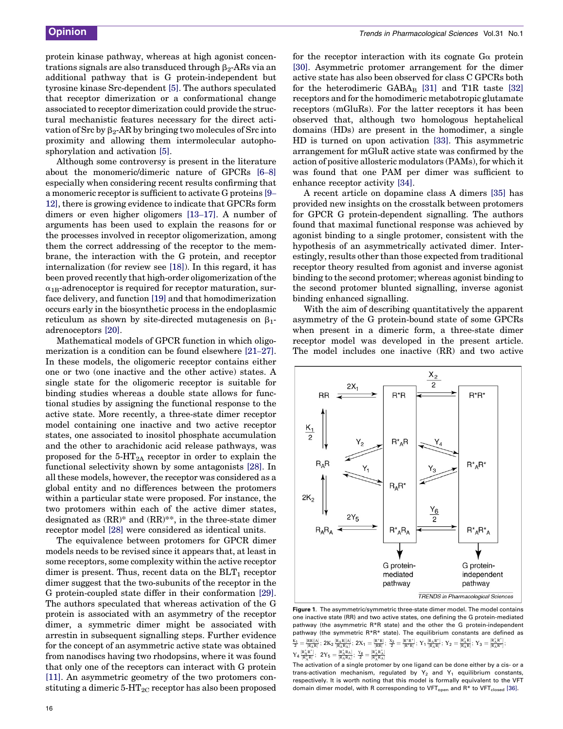protein kinase pathway, whereas at high agonist concentrations signals are also transduced through $\beta_2$-ARs via an additional pathway that is G protein-independent but tyrosine kinase Src-dependent [5]. The authors speculated that receptor dimerization or a conformational change associated to receptor dimerization could provide the structural mechanistic features necessary for the direct activation of Src by $\beta_2$-AR by bringing two molecules of Src into proximity and allowing them intermolecular autophosphorylation and activation [5].

Although some controversy is present in the literature about the monomeric/dimeric nature of GPCRs [6–8] especially when considering recent results confirming that a monomeric receptor is sufficient to activate G proteins [9–12], there is growing evidence to indicate that GPCRs form dimers or even higher oligomers [13–17]. A number of arguments has been used to explain the reasons for or the processes involved in receptor oligomerization, among them the correct addressing of the receptor to the membrane, the interaction with the G protein, and receptor internalization (for review see [18]). In this regard, it has been proved recently that high-order oligomerization of the $\alpha_{1B}$-adrenoceptor is required for receptor maturation, surface delivery, and function [19] and that homodimerization occurs early in the biosynthetic process in the endoplasmic reticulum as shown by site-directed mutagenesis on $\beta_1$-adrenoceptors [20].

Mathematical models of GPCR function in which oligomerization is a condition can be found elsewhere [21–27]. In these models, the oligomeric receptor contains either one or two (one inactive and the other active) states. A single state for the oligomeric receptor is suitable for binding studies whereas a double state allows for functional studies by assigning the functional response to the active state. More recently, a three-state dimer receptor model containing one inactive and two active receptor states, one associated to inositol phosphate accumulation and the other to arachidonic acid release pathways, was proposed for the 5-HT$_{2A}$ receptor in order to explain the functional selectivity shown by some antagonists [28]. In all these models, however, the receptor was considered as a global entity and no differences between the protomers within a particular state were proposed. For instance, the two protomers within each of the active dimer states, designated as (RR)* and (RR)**, in the three-state dimer receptor model [28] were considered as identical units.

The equivalence between protomers for GPCR dimer models needs to be revised since it appears that, at least in some receptors, some complexity within the active receptor dimer is present. Thus, recent data on the BLT$_1$ receptor dimer suggest that the two-subunits of the receptor in the G protein-coupled state differ in their conformation [29]. The authors speculated that whereas activation of the G protein is associated with an asymmetry of the receptor dimer, a symmetric dimer might be associated with arrestin in subsequent signalling steps. Further evidence for the concept of an asymmetric active state was obtained from nanodiscs having two rhodopsins, where it was found that only one of the receptors can interact with G protein [11]. An asymmetric geometry of the two protomers constituting a dimeric 5-HT$_{2C}$ receptor has also been proposed for the receptor interaction with its cognate G$\alpha$ protein [30]. Asymmetric protomer arrangement for the dimer active state has also been observed for class C GPCRs both for the heterodimeric GABA$_B$ [31] and T1R taste [32] receptors and for the homodimeric metabotropic glutamate receptors (mGluRs). For the latter receptors it has been observed that, although two homologous heptahelical domains (HDs) are present in the homodimer, a single HD is turned on upon activation [33]. This asymmetric arrangement for mGluR active state was confirmed by the action of positive allosteric modulators (PAMs), for which it was found that one PAM per dimer was sufficient to enhance receptor activity [34].

A recent article on dopamine class A dimers [35] has provided new insights on the crosstalk between protomers for GPCR G protein-dependent signalling. The authors found that maximal functional response was achieved by agonist binding to a single protomer, consistent with the hypothesis of an asymmetrically activated dimer. Interestingly, results other than those expected from traditional receptor theory resulted from agonist and inverse agonist binding to the second protomer; whereas agonist binding to the second protomer blunted signalling, inverse agonist binding enhanced signalling.

With the aim of describing quantitatively the apparent asymmetry of the G protein-bound state of some GPCRs when present in a dimeric form, a three-state dimer receptor model was developed in the present article. The model includes one inactive (RR) and two active

**Figure 1.** The asymmetric/symmetric three-state dimer model. The model contains one inactive state (RR) and two active states, one defining the G protein-mediated pathway (the asymmetric R*R state) and the other the G protein-independent pathway (the symmetric R*R* state). The equilibrium constants are defined as $\frac{K_1}{2} = \frac{[RR][A]}{[R_AR]}$; $2K_2 \frac{[R_AR][A]}{[R_AR_A]}$; $2X_1 = \frac{[R^*R]}{[RR]}$; $\frac{X_2}{2} = \frac{[R^*R^*]}{[R^*R]}$; $Y_1 \frac{[R_AR^*]}{[R_AR]}$; $Y_2 = \frac{[R^*_AR]}{[R_AR]}$; $Y_3 = \frac{[R^*_AR^*]}{[R_AR^*]}$; $Y_4 \frac{[R^*_AR^*]}{[R^*_AR]}$; $2Y_5 = \frac{[R^*_AR_A]}{[R_AR_A]}$; $\frac{Y_6}{2} = \frac{[R^*_AR^*_A]}{[R^*_AR_A]}$

The activation of a single protomer by one ligand can be done either by a cis- or a trans-activation mechanism, regulated by $Y_2$ and $Y_1$ equilibrium constants, respectively. It is worth noting that this model is formally equivalent to the VFT domain dimer model, with R corresponding to VFT$_{open}$ and R* to VFT$_{closed}$ [36].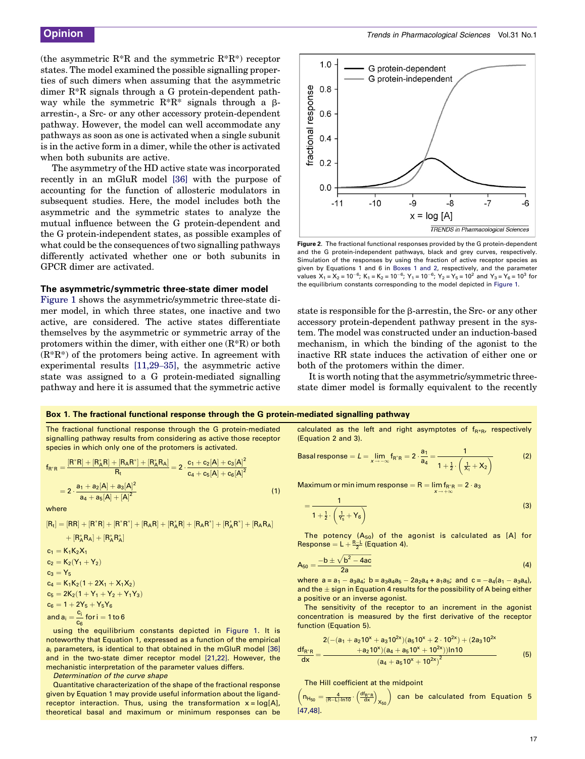(the asymmetric R*R and the symmetric R*R*) receptor states. The model examined the possible signalling properties of such dimers when assuming that the asymmetric dimer R*R signals through a G protein-dependent pathway while the symmetric R*R* signals through a β-arrestin-, a Src- or any other accessory protein-dependent pathway. However, the model can well accommodate any pathways as soon as one is activated when a single subunit is in the active form in a dimer, while the other is activated when both subunits are active.

The asymmetry of the HD active state was incorporated recently in an mGluR model [36] with the purpose of accounting for the function of allosteric modulators in subsequent studies. Here, the model includes both the asymmetric and the symmetric states to analyze the mutual influence between the G protein-dependent and the G protein-independent states, as possible examples of what could be the consequences of two signalling pathways differently activated whether one or both subunits in GPCR dimer are activated.

## The asymmetric/symmetric three-state dimer model

Figure 1 shows the asymmetric/symmetric three-state dimer model, in which three states, one inactive and two active, are considered. The active states differentiate themselves by the asymmetric or symmetric array of the protomers within the dimer, with either one (R*R) or both (R*R*) of the protomers being active. In agreement with experimental results [11,29–35], the asymmetric active state was assigned to a G protein-mediated signalling pathway and here it is assumed that the symmetric active state is responsible for the β-arrestin, the Src- or any other accessory protein-dependent pathway present in the system. The model was constructed under an induction-based mechanism, in which the binding of the agonist to the inactive RR state induces the activation of either one or both of the protomers within the dimer.

It is worth noting that the asymmetric/symmetric three-state dimer model is formally equivalent to the recently

**Figure 2.** The fractional functional responses provided by the G protein-dependent and the G protein-independent pathways, black and grey curves, respectively. Simulation of the responses by using the fraction of active receptor species as given by Equations 1 and 6 in Boxes 1 and 2, respectively, and the parameter values $X_1 = X_2 = 10^{-6}$; $K_1 = K_2 = 10^{-6}$; $Y_1 = 10^{-6}$; $Y_2 = Y_5 = 10^2$ and $Y_3 = Y_6 = 10^3$ for the equilibrium constants corresponding to the model depicted in Figure 1.

### Box 1. The fractional functional response through the G protein-mediated signalling pathway

The fractional functional response through the G protein-mediated signalling pathway results from considering as active those receptor species in which only one of the protomers is activated.

$$f_{R^*R} = \frac{[R^*R] + [R_A^*R] + [R_AR^*] + [R_A^*R_A]}{R_t} = 2 \cdot \frac{c_1 + c_2[A] + c_3[A]^2}{c_4 + c_5[A] + c_6[A]^2}$$
$$= 2 \cdot \frac{a_1 + a_2[A] + a_3[A]^2}{a_4 + a_5[A] + [A]^2} \quad (1)$$

where

$$[R_t] = [RR] + [R^*R] + [R^*R^*] + [R_AR] + [R_A^*R] + [R_AR^*] + [R_A^*R^*] + [R_AR_A] + [R_A^*R_A] + [R_A^*R_A^*]$$

$c_1 = K_1K_2X_1$

$c_2 = K_2(Y_1 + Y_2)$

$c_3 = Y_5$

$c_4 = K_1K_2(1 + 2X_1 + X_1X_2)$

$c_5 = 2K_2(1 + Y_1 + Y_2 + Y_1Y_3)$

$c_6 = 1 + 2Y_5 + Y_5Y_6$

and $a_i = \frac{c_i}{c_6}$ for i = 1 to 6

using the equilibrium constants depicted in Figure 1. It is noteworthy that Equation 1, expressed as a function of the empirical $a_i$ parameters, is identical to that obtained in the mGluR model [36] and in the two-state dimer receptor model [21,22]. However, the mechanistic interpretation of the parameter values differs.

*Determination of the curve shape*

Quantitative characterization of the shape of the fractional response given by Equation 1 may provide useful information about the ligand-receptor interaction. Thus, using the transformation x = log[A], theoretical basal and maximum or minimum responses can be calculated as the left and right asymptotes of $f_{R^*R}$, respectively (Equation 2 and 3).

$$\text{Basal response} = L = \lim_{x \to -\infty} f_{R^*R} = 2 \cdot \frac{a_1}{a_4} = \frac{1}{1 + \frac{1}{2} \cdot \left(\frac{1}{X_1} + X_2\right)} \quad (2)$$

$$\text{Maximum or minimum response} = R = \lim_{x \to +\infty} f_{R^*R} = 2 \cdot a_3 = \frac{1}{1 + \frac{1}{2} \cdot \left(\frac{1}{Y_5} + Y_6\right)} \quad (3)$$

The potency ($A_{50}$) of the agonist is calculated as [A] for Response = $L + \frac{R-L}{2}$ (Equation 4).

$$A_{50} = \frac{-b \pm \sqrt{b^2 - 4ac}}{2a} \quad (4)$$

where $a = a_1 - a_3a_4$; $b = a_3a_4a_5 - 2a_2a_4 + a_1a_5$; and $c = -a_4(a_1 - a_3a_4)$, and the ± sign in Equation 4 results for the possibility of A being either a positive or an inverse agonist.

The sensitivity of the receptor to an increment in the agonist concentration is measured by the first derivative of the receptor function (Equation 5).

$$\frac{df_{R^*R}}{dx} = \frac{2(-(a_1 + a_2 10^x + a_3 10^{2x})(a_5 10^x + 2 \cdot 10^{2x}) + (2a_3 10^{2x} + a_2 10^x)(a_4 + a_5 10^x + 10^{2x}))\ln 10}{(a_4 + a_5 10^x + 10^{2x})^2} \quad (5)$$

The Hill coefficient at the midpoint $\left(n_{H_{50}} = \frac{4}{(R-L)\cdot \ln 10} \cdot \left(\frac{df_{R^*R}}{dx}\right)_{x_{50}}\right)$ can be calculated from Equation 5 [47,48].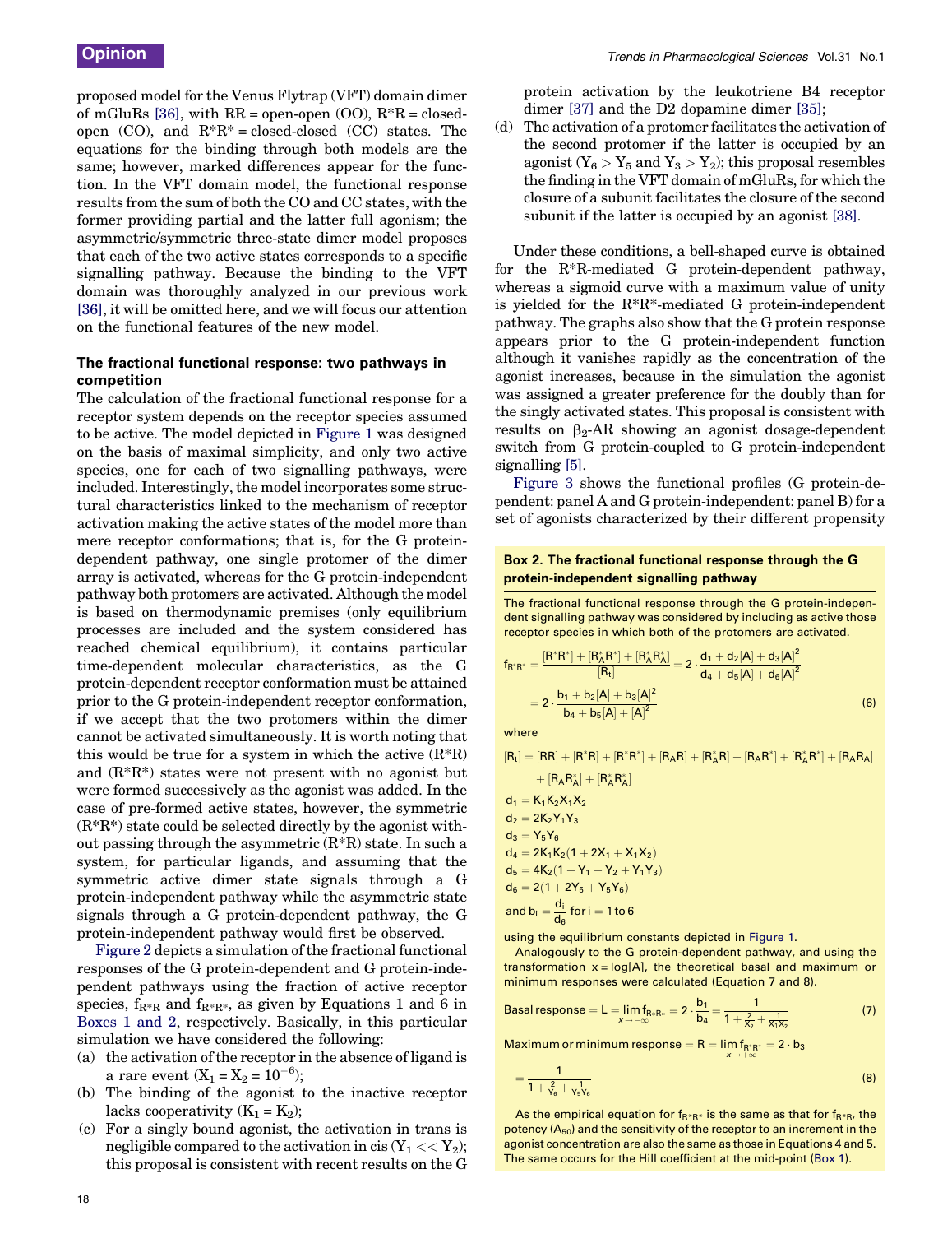proposed model for the Venus Flytrap (VFT) domain dimer of mGluRs [36], with RR = open-open (OO), R*R = closed-open (CO), and R*R* = closed-closed (CC) states. The equations for the binding through both models are the same; however, marked differences appear for the function. In the VFT domain model, the functional response results from the sum of both the CO and CC states, with the former providing partial and the latter full agonism; the asymmetric/symmetric three-state dimer model proposes that each of the two active states corresponds to a specific signalling pathway. Because the binding to the VFT domain was thoroughly analyzed in our previous work [36], it will be omitted here, and we will focus our attention on the functional features of the new model.

### The fractional functional response: two pathways in competition

The calculation of the fractional functional response for a receptor system depends on the receptor species assumed to be active. The model depicted in Figure 1 was designed on the basis of maximal simplicity, and only two active species, one for each of two signalling pathways, were included. Interestingly, the model incorporates some structural characteristics linked to the mechanism of receptor activation making the active states of the model more than mere receptor conformations; that is, for the G protein-dependent pathway, one single protomer of the dimer array is activated, whereas for the G protein-independent pathway both protomers are activated. Although the model is based on thermodynamic premises (only equilibrium processes are included and the system considered has reached chemical equilibrium), it contains particular time-dependent molecular characteristics, as the G protein-dependent receptor conformation must be attained prior to the G protein-independent receptor conformation, if we accept that the two protomers within the dimer cannot be activated simultaneously. It is worth noting that this would be true for a system in which the active (R*R) and (R*R*) states were not present with no agonist but were formed successively as the agonist was added. In the case of pre-formed active states, however, the symmetric (R*R*) state could be selected directly by the agonist without passing through the asymmetric (R*R) state. In such a system, for particular ligands, and assuming that the symmetric active dimer state signals through a G protein-independent pathway while the asymmetric state signals through a G protein-dependent pathway, the G protein-independent pathway would first be observed.

Figure 2 depicts a simulation of the fractional functional responses of the G protein-dependent and G protein-independent pathways using the fraction of active receptor species, $f_{R^*R}$ and $f_{R^*R^*}$, as given by Equations 1 and 6 in Boxes 1 and 2, respectively. Basically, in this particular simulation we have considered the following:

(a) the activation of the receptor in the absence of ligand is a rare event ($X_1 = X_2 = 10^{-6}$);
(b) The binding of the agonist to the inactive receptor lacks cooperativity ($K_1 = K_2$);
(c) For a singly bound agonist, the activation in trans is negligible compared to the activation in cis ($Y_1 << Y_2$); this proposal is consistent with recent results on the G protein activation by the leukotriene B4 receptor dimer [37] and the D2 dopamine dimer [35];
(d) The activation of a protomer facilitates the activation of the second protomer if the latter is occupied by an agonist ($Y_6 > Y_5$ and $Y_3 > Y_2$); this proposal resembles the finding in the VFT domain of mGluRs, for which the closure of a subunit facilitates the closure of the second subunit if the latter is occupied by an agonist [38].

Under these conditions, a bell-shaped curve is obtained for the R*R-mediated G protein-dependent pathway, whereas a sigmoid curve with a maximum value of unity is yielded for the R*R*-mediated G protein-independent pathway. The graphs also show that the G protein response appears prior to the G protein-independent function although it vanishes rapidly as the concentration of the agonist increases, because in the simulation the agonist was assigned a greater preference for the doubly than for the singly activated states. This proposal is consistent with results on $\beta_2$-AR showing an agonist dosage-dependent switch from G protein-coupled to G protein-independent signalling [5].

Figure 3 shows the functional profiles (G protein-dependent: panel A and G protein-independent: panel B) for a set of agonists characterized by their different propensity

**Box 2. The fractional functional response through the G protein-independent signalling pathway**

The fractional functional response through the G protein-independent signalling pathway was considered by including as active those receptor species in which both of the protomers are activated.

$$f_{R^*R^*} = \frac{[R^*R^*] + [R_A^*R^*] + [R_A^*R_A^*]}{[R_t]} = 2 \cdot \frac{d_1 + d_2[A] + d_3[A]^2}{d_4 + d_5[A] + d_6[A]^2}$$
$$= 2 \cdot \frac{b_1 + b_2[A] + b_3[A]^2}{b_4 + b_5[A] + [A]^2} \quad (6)$$

where

$$[R_t] = [RR] + [R^*R] + [R^*R^*] + [R_AR] + [R_A^*R] + [R_AR^*] + [R_A^*R^*] + [R_AR_A] + [R_AR_A^*] + [R_A^*R_A^*]$$

$d_1 = K_1K_2X_1X_2$
$d_2 = 2K_2Y_1Y_3$
$d_3 = Y_5Y_6$
$d_4 = 2K_1K_2(1 + 2X_1 + X_1X_2)$
$d_5 = 4K_2(1 + Y_1 + Y_2 + Y_1Y_3)$
$d_6 = 2(1 + 2Y_5 + Y_5Y_6)$
and $b_i = \frac{d_i}{d_6}$ for i = 1 to 6

using the equilibrium constants depicted in Figure 1.

Analogously to the G protein-dependent pathway, and using the transformation x = log[A], the theoretical basal and maximum or minimum responses were calculated (Equation 7 and 8).

$$\text{Basal response} = L = \lim_{x \to -\infty} f_{R^*R^*} = 2 \cdot \frac{b_1}{b_4} = \frac{1}{1 + \frac{2}{X_2} + \frac{1}{X_1X_2}} \quad (7)$$

$$\text{Maximum or minimum response} = R = \lim_{x \to +\infty} f_{R^*R^*} = 2 \cdot b_3$$
$$= \frac{1}{1 + \frac{2}{Y_6} + \frac{1}{Y_5Y_6}} \quad (8)$$

As the empirical equation for $f_{R^*R^*}$ is the same as that for $f_{R^*R}$, the potency ($A_{50}$) and the sensitivity of the receptor to an increment in the agonist concentration are also the same as those in Equations 4 and 5. The same occurs for the Hill coefficient at the mid-point (Box 1).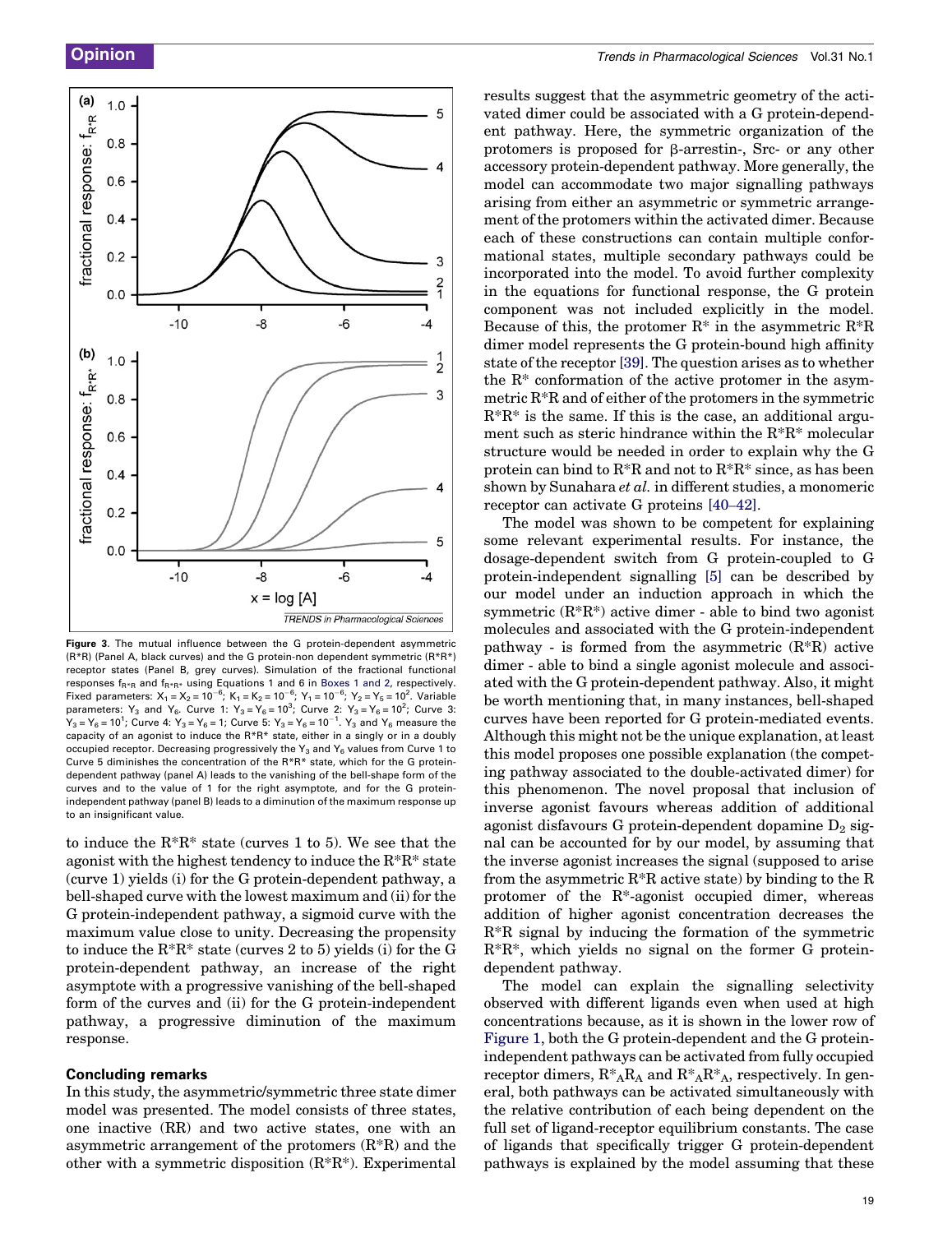**Figure 3.** The mutual influence between the G protein-dependent asymmetric (R*R) (Panel A, black curves) and the G protein-non dependent symmetric (R*R*) receptor states (Panel B, grey curves). Simulation of the fractional functional responses $f_{R^*R}$ and $f_{R^*R^*}$ using Equations 1 and 6 in Boxes 1 and 2, respectively. Fixed parameters: $X_1 = X_2 = 10^{-6}$; $K_1 = K_2 = 10^{-6}$; $Y_1 = 10^{-6}$; $Y_2 = Y_5 = 10^2$. Variable parameters: $Y_3$ and $Y_6$. Curve 1: $Y_3 = Y_6 = 10^3$; Curve 2: $Y_3 = Y_6 = 10^2$; Curve 3: $Y_3 = Y_6 = 10^1$; Curve 4: $Y_3 = Y_6 = 1$; Curve 5: $Y_3 = Y_6 = 10^{-1}$. $Y_3$ and $Y_6$ measure the capacity of an agonist to induce the R*R* state, either in a singly or in a doubly occupied receptor. Decreasing progressively the $Y_3$ and $Y_6$ values from Curve 1 to Curve 5 diminishes the concentration of the R*R* state, which for the G protein-dependent pathway (panel A) leads to the vanishing of the bell-shape form of the curves and to the value of 1 for the right asymptote, and for the G protein-independent pathway (panel B) leads to a diminution of the maximum response up to an insignificant value.

to induce the R*R* state (curves 1 to 5). We see that the agonist with the highest tendency to induce the R*R* state (curve 1) yields (i) for the G protein-dependent pathway, a bell-shaped curve with the lowest maximum and (ii) for the G protein-independent pathway, a sigmoid curve with the maximum value close to unity. Decreasing the propensity to induce the R*R* state (curves 2 to 5) yields (i) for the G protein-dependent pathway, an increase of the right asymptote with a progressive vanishing of the bell-shaped form of the curves and (ii) for the G protein-independent pathway, a progressive diminution of the maximum response.

## Concluding remarks

In this study, the asymmetric/symmetric three state dimer model was presented. The model consists of three states, one inactive (RR) and two active states, one with an asymmetric arrangement of the protomers (R*R) and the other with a symmetric disposition (R*R*). Experimental results suggest that the asymmetric geometry of the activated dimer could be associated with a G protein-dependent pathway. Here, the symmetric organization of the protomers is proposed for β-arrestin-, Src- or any other accessory protein-dependent pathway. More generally, the model can accommodate two major signalling pathways arising from either an asymmetric or symmetric arrangement of the protomers within the activated dimer. Because each of these constructions can contain multiple conformational states, multiple secondary pathways could be incorporated into the model. To avoid further complexity in the equations for functional response, the G protein component was not included explicitly in the model. Because of this, the protomer R* in the asymmetric R*R dimer model represents the G protein-bound high affinity state of the receptor [39]. The question arises as to whether the R* conformation of the active protomer in the asymmetric R*R and of either of the protomers in the symmetric R*R* is the same. If this is the case, an additional argument such as steric hindrance within the R*R* molecular structure would be needed in order to explain why the G protein can bind to R*R and not to R*R* since, as has been shown by Sunahara *et al.* in different studies, a monomeric receptor can activate G proteins [40–42].

The model was shown to be competent for explaining some relevant experimental results. For instance, the dosage-dependent switch from G protein-coupled to G protein-independent signalling [5] can be described by our model under an induction approach in which the symmetric (R*R*) active dimer - able to bind two agonist molecules and associated with the G protein-independent pathway - is formed from the asymmetric (R*R) active dimer - able to bind a single agonist molecule and associated with the G protein-dependent pathway. Also, it might be worth mentioning that, in many instances, bell-shaped curves have been reported for G protein-mediated events. Although this might not be the unique explanation, at least this model proposes one possible explanation (the competing pathway associated to the double-activated dimer) for this phenomenon. The novel proposal that inclusion of inverse agonist favours whereas addition of additional agonist disfavours G protein-dependent dopamine $D_2$ signal can be accounted for by our model, by assuming that the inverse agonist increases the signal (supposed to arise from the asymmetric R*R active state) by binding to the R protomer of the R*-agonist occupied dimer, whereas addition of higher agonist concentration decreases the R*R signal by inducing the formation of the symmetric R*R*, which yields no signal on the former G protein-dependent pathway.

The model can explain the signalling selectivity observed with different ligands even when used at high concentrations because, as it is shown in the lower row of Figure 1, both the G protein-dependent and the G protein-independent pathways can be activated from fully occupied receptor dimers, $R^*_AR_A$ and $R^*_AR^*_A$, respectively. In general, both pathways can be activated simultaneously with the relative contribution of each being dependent on the full set of ligand-receptor equilibrium constants. The case of ligands that specifically trigger G protein-dependent pathways is explained by the model assuming that these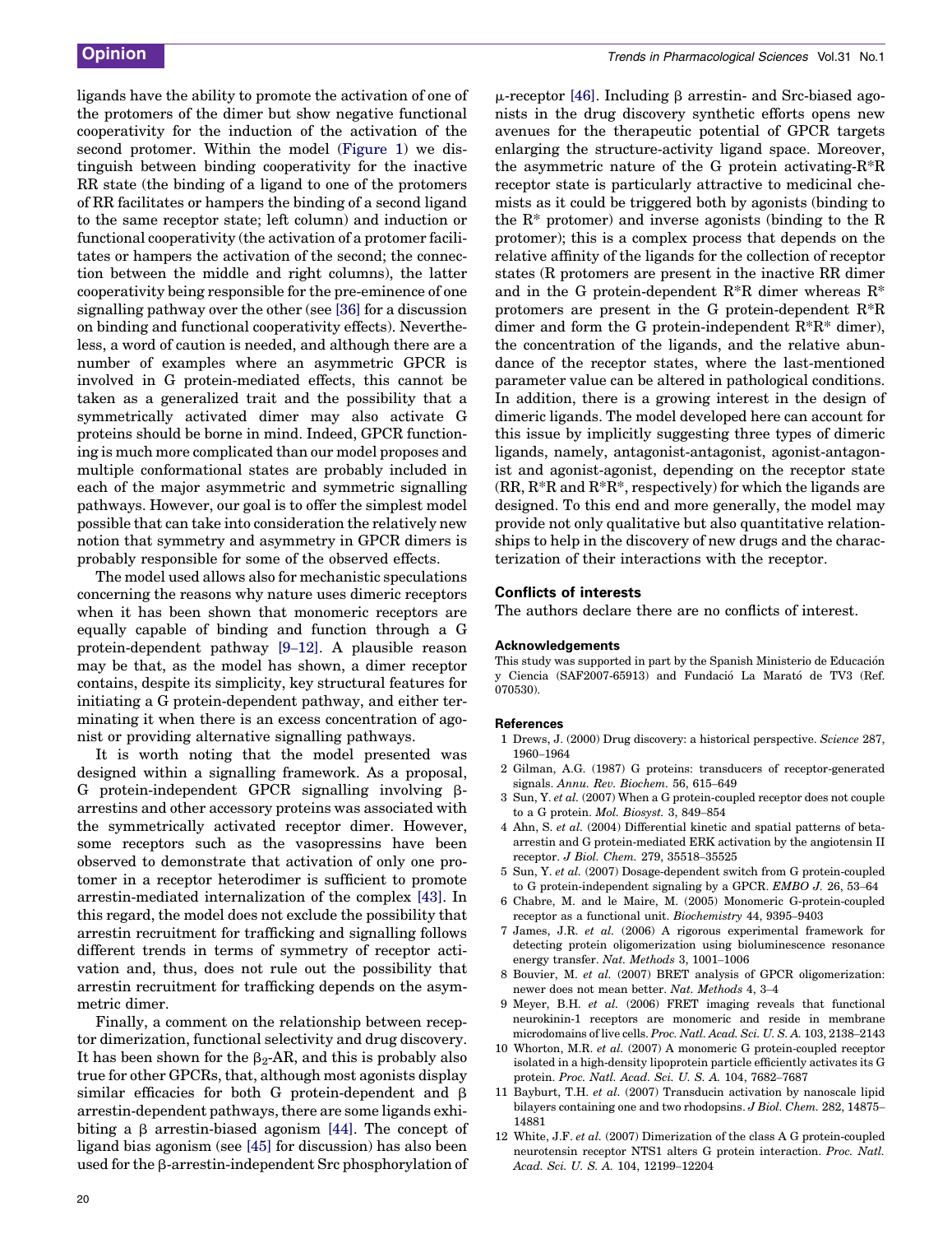ligands have the ability to promote the activation of one of the protomers of the dimer but show negative functional cooperativity for the induction of the activation of the second protomer. Within the model (Figure 1) we distinguish between binding cooperativity for the inactive RR state (the binding of a ligand to one of the protomers of RR facilitates or hampers the binding of a second ligand to the same receptor state; left column) and induction or functional cooperativity (the activation of a protomer facilitates or hampers the activation of the second; the connection between the middle and right columns), the latter cooperativity being responsible for the pre-eminence of one signalling pathway over the other (see [36] for a discussion on binding and functional cooperativity effects). Nevertheless, a word of caution is needed, and although there are a number of examples where an asymmetric GPCR is involved in G protein-mediated effects, this cannot be taken as a generalized trait and the possibility that a symmetrically activated dimer may also activate G proteins should be borne in mind. Indeed, GPCR functioning is much more complicated than our model proposes and multiple conformational states are probably included in each of the major asymmetric and symmetric signalling pathways. However, our goal is to offer the simplest model possible that can take into consideration the relatively new notion that symmetry and asymmetry in GPCR dimers is probably responsible for some of the observed effects.

The model used allows also for mechanistic speculations concerning the reasons why nature uses dimeric receptors when it has been shown that monomeric receptors are equally capable of binding and function through a G protein-dependent pathway [9–12]. A plausible reason may be that, as the model has shown, a dimer receptor contains, despite its simplicity, key structural features for initiating a G protein-dependent pathway, and either terminating it when there is an excess concentration of agonist or providing alternative signalling pathways.

It is worth noting that the model presented was designed within a signalling framework. As a proposal, G protein-independent GPCR signalling involving β-arrestins and other accessory proteins was associated with the symmetrically activated receptor dimer. However, some receptors such as the vasopressins have been observed to demonstrate that activation of only one protomer in a receptor heterodimer is sufficient to promote arrestin-mediated internalization of the complex [43]. In this regard, the model does not exclude the possibility that arrestin recruitment for trafficking and signalling follows different trends in terms of symmetry of receptor activation and, thus, does not rule out the possibility that arrestin recruitment for trafficking depends on the asymmetric dimer.

Finally, a comment on the relationship between receptor dimerization, functional selectivity and drug discovery. It has been shown for the $\beta_2$-AR, and this is probably also true for other GPCRs, that, although most agonists display similar efficacies for both G protein-dependent and β arrestin-dependent pathways, there are some ligands exhibiting a β arrestin-biased agonism [44]. The concept of ligand bias agonism (see [45] for discussion) has also been used for the β-arrestin-independent Src phosphorylation of μ-receptor [46]. Including β arrestin- and Src-biased agonists in the drug discovery synthetic efforts opens new avenues for the therapeutic potential of GPCR targets enlarging the structure-activity ligand space. Moreover, the asymmetric nature of the G protein activating-$R^*R$ receptor state is particularly attractive to medicinal chemists as it could be triggered both by agonists (binding to the $R^*$ protomer) and inverse agonists (binding to the R protomer); this is a complex process that depends on the relative affinity of the ligands for the collection of receptor states (R protomers are present in the inactive RR dimer and in the G protein-dependent $R^*R$ dimer whereas $R^*$ protomers are present in the G protein-dependent $R^*R$ dimer and form the G protein-independent $R^*R^*$ dimer), the concentration of the ligands, and the relative abundance of the receptor states, where the last-mentioned parameter value can be altered in pathological conditions. In addition, there is a growing interest in the design of dimeric ligands. The model developed here can account for this issue by implicitly suggesting three types of dimeric ligands, namely, antagonist-antagonist, agonist-antagonist and agonist-agonist, depending on the receptor state (RR, $R^*R$ and $R^*R^*$, respectively) for which the ligands are designed. To this end and more generally, the model may provide not only qualitative but also quantitative relationships to help in the discovery of new drugs and the characterization of their interactions with the receptor.

## Conflicts of interests

The authors declare there are no conflicts of interest.

### Acknowledgements

This study was supported in part by the Spanish Ministerio de Educación y Ciencia (SAF2007-65913) and Fundació La Marató de TV3 (Ref. 070530).

### References

1 Drews, J. (2000) Drug discovery: a historical perspective. *Science* 287, 1960–1964

2 Gilman, A.G. (1987) G proteins: transducers of receptor-generated signals. *Annu. Rev. Biochem.* 56, 615–649

3 Sun, Y. *et al.* (2007) When a G protein-coupled receptor does not couple to a G protein. *Mol. Biosyst.* 3, 849–854

4 Ahn, S. *et al.* (2004) Differential kinetic and spatial patterns of beta-arrestin and G protein-mediated ERK activation by the angiotensin II receptor. *J Biol. Chem.* 279, 35518–35525

5 Sun, Y. *et al.* (2007) Dosage-dependent switch from G protein-coupled to G protein-independent signaling by a GPCR. *EMBO J.* 26, 53–64

6 Chabre, M. and le Maire, M. (2005) Monomeric G-protein-coupled receptor as a functional unit. *Biochemistry* 44, 9395–9403

7 James, J.R. *et al.* (2006) A rigorous experimental framework for detecting protein oligomerization using bioluminescence resonance energy transfer. *Nat. Methods* 3, 1001–1006

8 Bouvier, M. *et al.* (2007) BRET analysis of GPCR oligomerization: newer does not mean better. *Nat. Methods* 4, 3–4

9 Meyer, B.H. *et al.* (2006) FRET imaging reveals that functional neurokinin-1 receptors are monomeric and reside in membrane microdomains of live cells. *Proc. Natl. Acad. Sci. U. S. A.* 103, 2138–2143

10 Whorton, M.R. *et al.* (2007) A monomeric G protein-coupled receptor isolated in a high-density lipoprotein particle efficiently activates its G protein. *Proc. Natl. Acad. Sci. U. S. A.* 104, 7682–7687

11 Bayburt, T.H. *et al.* (2007) Transducin activation by nanoscale lipid bilayers containing one and two rhodopsins. *J Biol. Chem.* 282, 14875–14881

12 White, J.F. *et al.* (2007) Dimerization of the class A G protein-coupled neurotensin receptor NTS1 alters G protein interaction. *Proc. Natl. Acad. Sci. U. S. A.* 104, 12199–12204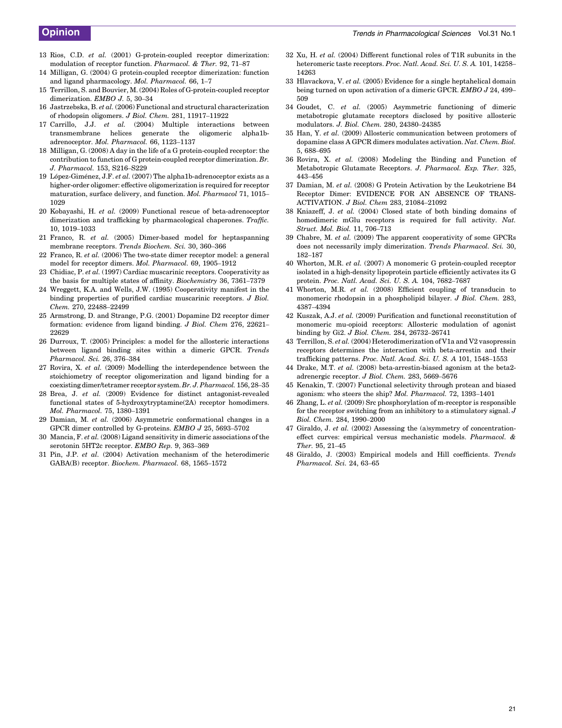13 Rios, C.D. *et al.* (2001) G-protein-coupled receptor dimerization: modulation of receptor function. *Pharmacol. & Ther.* 92, 71–87

14 Milligan, G. (2004) G protein-coupled receptor dimerization: function and ligand pharmacology. *Mol. Pharmacol.* 66, 1–7

15 Terrillon, S. and Bouvier, M. (2004) Roles of G-protein-coupled receptor dimerization. *EMBO J.* 5, 30–34

16 Jastrzebska, B. *et al.* (2006) Functional and structural characterization of rhodopsin oligomers. *J Biol. Chem.* 281, 11917–11922

17 Carrillo, J.J. *et al.* (2004) Multiple interactions between transmembrane helices generate the oligomeric alpha1b-adrenoceptor. *Mol. Pharmacol.* 66, 1123–1137

18 Milligan, G. (2008) A day in the life of a G protein-coupled receptor: the contribution to function of G protein-coupled receptor dimerization. *Br. J. Pharmacol.* 153, S216–S229

19 López-Giménez, J.F. *et al.* (2007) The alpha1b-adrenoceptor exists as a higher-order oligomer: effective oligomerization is required for receptor maturation, surface delivery, and function. *Mol. Pharmacol* 71, 1015–1029

20 Kobayashi, H. *et al.* (2009) Functional rescue of beta-adrenoceptor dimerization and trafficking by pharmacological chaperones. *Traffic.* 10, 1019–1033

21 Franco, R. *et al.* (2005) Dimer-based model for heptaspanning membrane receptors. *Trends Biochem. Sci.* 30, 360–366

22 Franco, R. *et al.* (2006) The two-state dimer receptor model: a general model for receptor dimers. *Mol. Pharmacol.* 69, 1905–1912

23 Chidiac, P. *et al.* (1997) Cardiac muscarinic receptors. Cooperativity as the basis for multiple states of affinity. *Biochemistry* 36, 7361–7379

24 Wreggett, K.A. and Wells, J.W. (1995) Cooperativity manifest in the binding properties of purified cardiac muscarinic receptors. *J Biol. Chem.* 270, 22488–22499

25 Armstrong, D. and Strange, P.G. (2001) Dopamine D2 receptor dimer formation: evidence from ligand binding. *J Biol. Chem* 276, 22621–22629

26 Durroux, T. (2005) Principles: a model for the allosteric interactions between ligand binding sites within a dimeric GPCR. *Trends Pharmacol. Sci.* 26, 376–384

27 Rovira, X. *et al.* (2009) Modelling the interdependence between the stoichiometry of receptor oligomerization and ligand binding for a coexisting dimer/tetramer receptor system. *Br. J. Pharmacol.* 156, 28–35

28 Brea, J. *et al.* (2009) Evidence for distinct antagonist-revealed functional states of 5-hydroxytryptamine(2A) receptor homodimers. *Mol. Pharmacol.* 75, 1380–1391

29 Damian, M. *et al.* (2006) Asymmetric conformational changes in a GPCR dimer controlled by G-proteins. *EMBO J* 25, 5693–5702

30 Mancia, F. *et al.* (2008) Ligand sensitivity in dimeric associations of the serotonin 5HT2c receptor. *EMBO Rep.* 9, 363–369

31 Pin, J.P. *et al.* (2004) Activation mechanism of the heterodimeric GABA(B) receptor. *Biochem. Pharmacol.* 68, 1565–1572

32 Xu, H. *et al.* (2004) Different functional roles of T1R subunits in the heteromeric taste receptors. *Proc. Natl. Acad. Sci. U. S. A.* 101, 14258–14263

33 Hlavackova, V. *et al.* (2005) Evidence for a single heptahelical domain being turned on upon activation of a dimeric GPCR. *EMBO J* 24, 499–509

34 Goudet, C. *et al.* (2005) Asymmetric functioning of dimeric metabotropic glutamate receptors disclosed by positive allosteric modulators. *J. Biol. Chem.* 280, 24380–24385

35 Han, Y. *et al.* (2009) Allosteric communication between protomers of dopamine class A GPCR dimers modulates activation. *Nat. Chem. Biol.* 5, 688–695

36 Rovira, X. *et al.* (2008) Modeling the Binding and Function of Metabotropic Glutamate Receptors. *J. Pharmacol. Exp. Ther.* 325, 443–456

37 Damian, M. *et al.* (2008) G Protein Activation by the Leukotriene B4 Receptor Dimer: EVIDENCE FOR AN ABSENCE OF TRANS-ACTIVATION. *J Biol. Chem* 283, 21084–21092

38 Kniazeff, J. *et al.* (2004) Closed state of both binding domains of homodimeric mGlu receptors is required for full activity. *Nat. Struct. Mol. Biol.* 11, 706–713

39 Chabre, M. *et al.* (2009) The apparent cooperativity of some GPCRs does not necessarily imply dimerization. *Trends Pharmacol. Sci.* 30, 182–187

40 Whorton, M.R. *et al.* (2007) A monomeric G protein-coupled receptor isolated in a high-density lipoprotein particle efficiently activates its G protein. *Proc. Natl. Acad. Sci. U. S. A.* 104, 7682–7687

41 Whorton, M.R. *et al.* (2008) Efficient coupling of transducin to monomeric rhodopsin in a phospholipid bilayer. *J Biol. Chem.* 283, 4387–4394

42 Kuszak, A.J. *et al.* (2009) Purification and functional reconstitution of monomeric mu-opioid receptors: Allosteric modulation of agonist binding by Gi2. *J Biol. Chem.* 284, 26732–26741

43 Terrillon, S. *et al.* (2004) Heterodimerization of V1a and V2 vasopressin receptors determines the interaction with beta-arrestin and their trafficking patterns. *Proc. Natl. Acad. Sci. U. S. A* 101, 1548–1553

44 Drake, M.T. *et al.* (2008) beta-arrestin-biased agonism at the beta2-adrenergic receptor. *J Biol. Chem.* 283, 5669–5676

45 Kenakin, T. (2007) Functional selectivity through protean and biased agonism: who steers the ship? *Mol. Pharmacol.* 72, 1393–1401

46 Zhang, L. *et al.* (2009) Src phosphorylation of m-receptor is responsible for the receptor switching from an inhibitory to a stimulatory signal. *J Biol. Chem.* 284, 1990–2000

47 Giraldo, J. *et al.* (2002) Assessing the (a)symmetry of concentration-effect curves: empirical versus mechanistic models. *Pharmacol. & Ther.* 95, 21–45

48 Giraldo, J. (2003) Empirical models and Hill coefficients. *Trends Pharmacol. Sci.* 24, 63–65